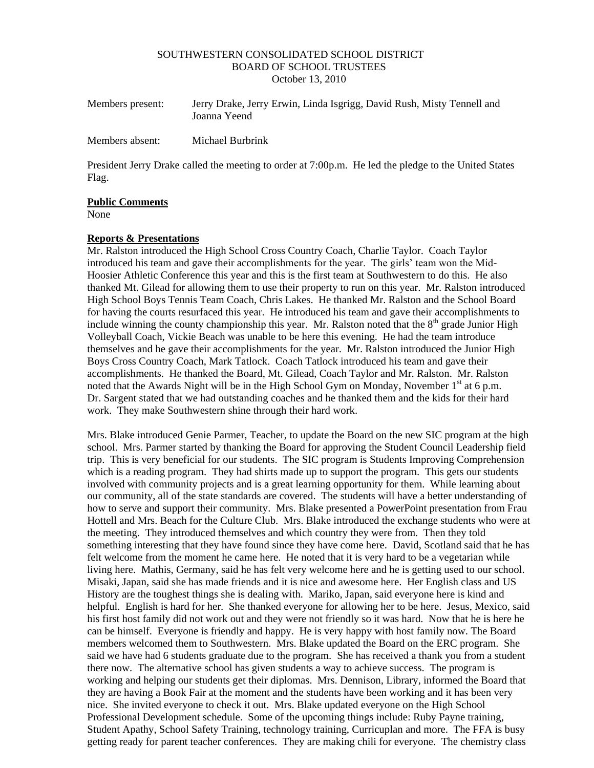SOUTHWESTERN CONSOLIDATED SCHOOL DISTRICT
BOARD OF SCHOOL TRUSTEES
October 13, 2010

Members present: Jerry Drake, Jerry Erwin, Linda Isgrigg, David Rush, Misty Tennell and Joanna Yeend

Members absent: Michael Burbrink

President Jerry Drake called the meeting to order at 7:00p.m. He led the pledge to the United States Flag.

**Public Comments**

None

**Reports & Presentations**

Mr. Ralston introduced the High School Cross Country Coach, Charlie Taylor. Coach Taylor introduced his team and gave their accomplishments for the year. The girls' team won the Mid-Hoosier Athletic Conference this year and this is the first team at Southwestern to do this. He also thanked Mt. Gilead for allowing them to use their property to run on this year. Mr. Ralston introduced High School Boys Tennis Team Coach, Chris Lakes. He thanked Mr. Ralston and the School Board for having the courts resurfaced this year. He introduced his team and gave their accomplishments to include winning the county championship this year. Mr. Ralston noted that the 8th grade Junior High Volleyball Coach, Vickie Beach was unable to be here this evening. He had the team introduce themselves and he gave their accomplishments for the year. Mr. Ralston introduced the Junior High Boys Cross Country Coach, Mark Tatlock. Coach Tatlock introduced his team and gave their accomplishments. He thanked the Board, Mt. Gilead, Coach Taylor and Mr. Ralston. Mr. Ralston noted that the Awards Night will be in the High School Gym on Monday, November 1st at 6 p.m. Dr. Sargent stated that we had outstanding coaches and he thanked them and the kids for their hard work. They make Southwestern shine through their hard work.

Mrs. Blake introduced Genie Parmer, Teacher, to update the Board on the new SIC program at the high school. Mrs. Parmer started by thanking the Board for approving the Student Council Leadership field trip. This is very beneficial for our students. The SIC program is Students Improving Comprehension which is a reading program. They had shirts made up to support the program. This gets our students involved with community projects and is a great learning opportunity for them. While learning about our community, all of the state standards are covered. The students will have a better understanding of how to serve and support their community. Mrs. Blake presented a PowerPoint presentation from Frau Hottell and Mrs. Beach for the Culture Club. Mrs. Blake introduced the exchange students who were at the meeting. They introduced themselves and which country they were from. Then they told something interesting that they have found since they have come here. David, Scotland said that he has felt welcome from the moment he came here. He noted that it is very hard to be a vegetarian while living here. Mathis, Germany, said he has felt very welcome here and he is getting used to our school. Misaki, Japan, said she has made friends and it is nice and awesome here. Her English class and US History are the toughest things she is dealing with. Mariko, Japan, said everyone here is kind and helpful. English is hard for her. She thanked everyone for allowing her to be here. Jesus, Mexico, said his first host family did not work out and they were not friendly so it was hard. Now that he is here he can be himself. Everyone is friendly and happy. He is very happy with host family now. The Board members welcomed them to Southwestern. Mrs. Blake updated the Board on the ERC program. She said we have had 6 students graduate due to the program. She has received a thank you from a student there now. The alternative school has given students a way to achieve success. The program is working and helping our students get their diplomas. Mrs. Dennison, Library, informed the Board that they are having a Book Fair at the moment and the students have been working and it has been very nice. She invited everyone to check it out. Mrs. Blake updated everyone on the High School Professional Development schedule. Some of the upcoming things include: Ruby Payne training, Student Apathy, School Safety Training, technology training, Curricuplan and more. The FFA is busy getting ready for parent teacher conferences. They are making chili for everyone. The chemistry class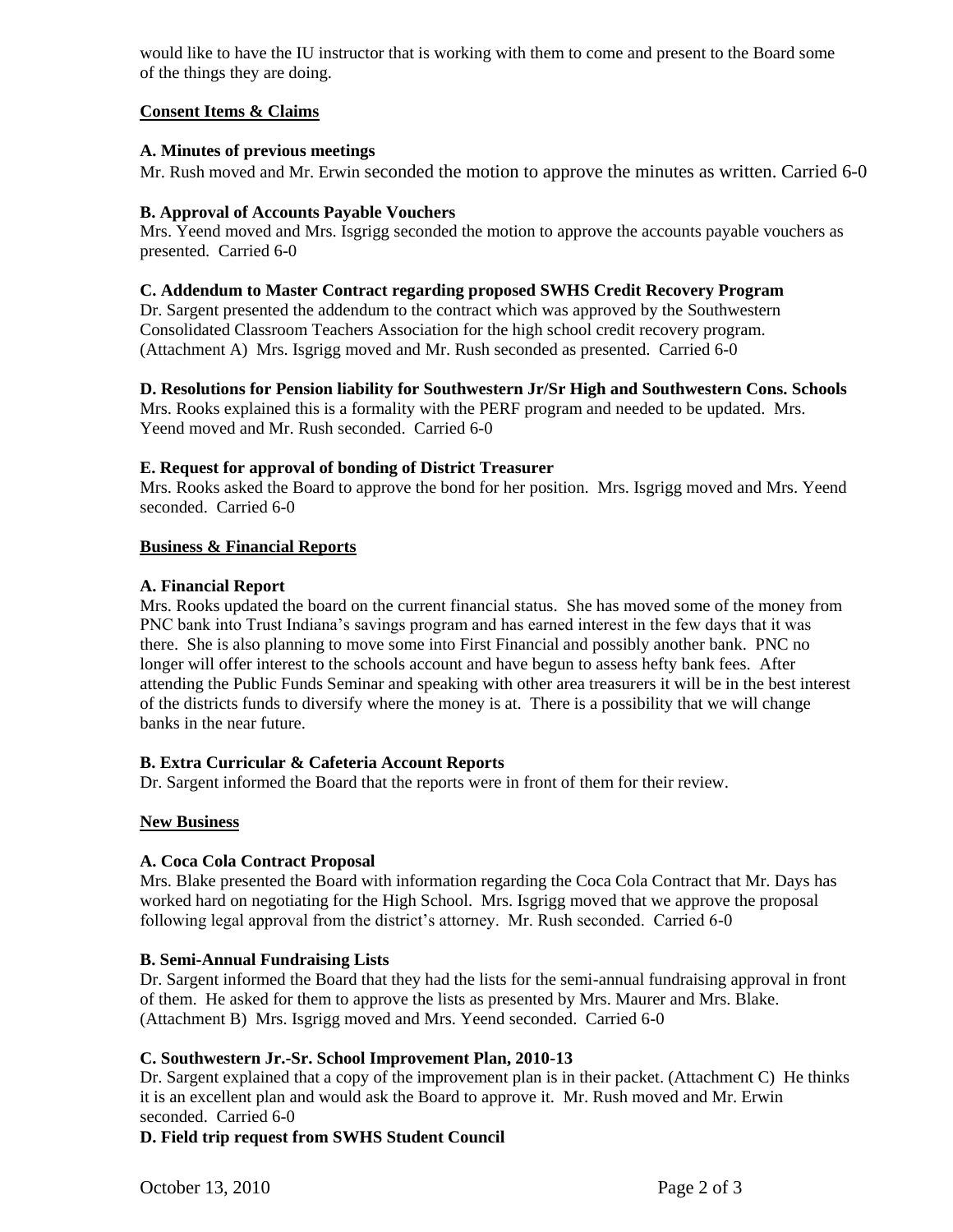would like to have the IU instructor that is working with them to come and present to the Board some of the things they are doing.

## Consent Items & Claims

**A. Minutes of previous meetings**

Mr. Rush moved and Mr. Erwin seconded the motion to approve the minutes as written. Carried 6-0

**B. Approval of Accounts Payable Vouchers**

Mrs. Yeend moved and Mrs. Isgrigg seconded the motion to approve the accounts payable vouchers as presented. Carried 6-0

**C. Addendum to Master Contract regarding proposed SWHS Credit Recovery Program**

Dr. Sargent presented the addendum to the contract which was approved by the Southwestern Consolidated Classroom Teachers Association for the high school credit recovery program. (Attachment A) Mrs. Isgrigg moved and Mr. Rush seconded as presented. Carried 6-0

**D. Resolutions for Pension liability for Southwestern Jr/Sr High and Southwestern Cons. Schools**

Mrs. Rooks explained this is a formality with the PERF program and needed to be updated. Mrs. Yeend moved and Mr. Rush seconded. Carried 6-0

**E. Request for approval of bonding of District Treasurer**

Mrs. Rooks asked the Board to approve the bond for her position. Mrs. Isgrigg moved and Mrs. Yeend seconded. Carried 6-0

## Business & Financial Reports

**A. Financial Report**

Mrs. Rooks updated the board on the current financial status. She has moved some of the money from PNC bank into Trust Indiana's savings program and has earned interest in the few days that it was there. She is also planning to move some into First Financial and possibly another bank. PNC no longer will offer interest to the schools account and have begun to assess hefty bank fees. After attending the Public Funds Seminar and speaking with other area treasurers it will be in the best interest of the districts funds to diversify where the money is at. There is a possibility that we will change banks in the near future.

**B. Extra Curricular & Cafeteria Account Reports**

Dr. Sargent informed the Board that the reports were in front of them for their review.

## New Business

**A. Coca Cola Contract Proposal**

Mrs. Blake presented the Board with information regarding the Coca Cola Contract that Mr. Days has worked hard on negotiating for the High School. Mrs. Isgrigg moved that we approve the proposal following legal approval from the district's attorney. Mr. Rush seconded. Carried 6-0

**B. Semi-Annual Fundraising Lists**

Dr. Sargent informed the Board that they had the lists for the semi-annual fundraising approval in front of them. He asked for them to approve the lists as presented by Mrs. Maurer and Mrs. Blake. (Attachment B) Mrs. Isgrigg moved and Mrs. Yeend seconded. Carried 6-0

**C. Southwestern Jr.-Sr. School Improvement Plan, 2010-13**

Dr. Sargent explained that a copy of the improvement plan is in their packet. (Attachment C) He thinks it is an excellent plan and would ask the Board to approve it. Mr. Rush moved and Mr. Erwin seconded. Carried 6-0

**D. Field trip request from SWHS Student Council**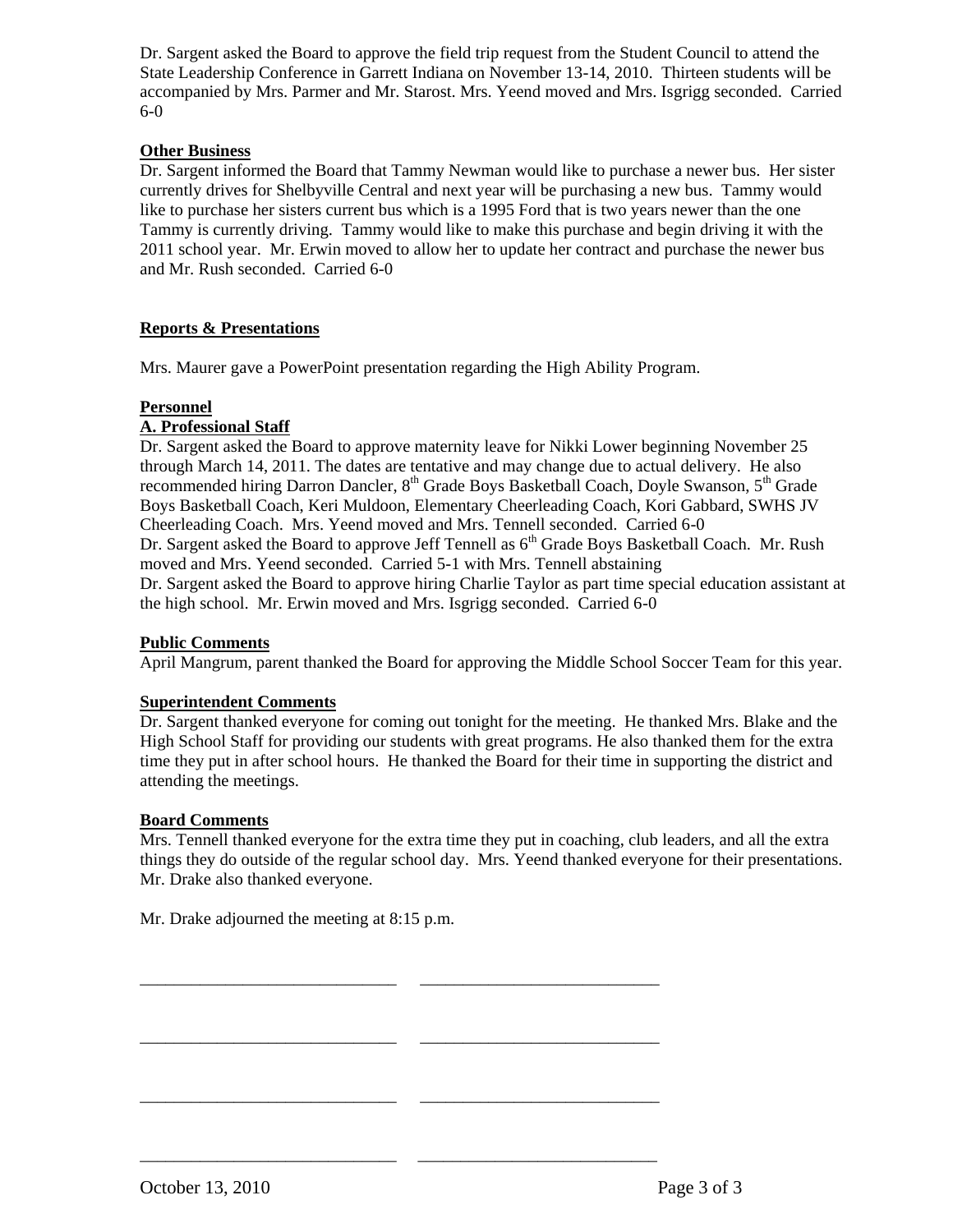Dr. Sargent asked the Board to approve the field trip request from the Student Council to attend the State Leadership Conference in Garrett Indiana on November 13-14, 2010. Thirteen students will be accompanied by Mrs. Parmer and Mr. Starost. Mrs. Yeend moved and Mrs. Isgrigg seconded. Carried 6-0

**Other Business**

Dr. Sargent informed the Board that Tammy Newman would like to purchase a newer bus. Her sister currently drives for Shelbyville Central and next year will be purchasing a new bus. Tammy would like to purchase her sisters current bus which is a 1995 Ford that is two years newer than the one Tammy is currently driving. Tammy would like to make this purchase and begin driving it with the 2011 school year. Mr. Erwin moved to allow her to update her contract and purchase the newer bus and Mr. Rush seconded. Carried 6-0

**Reports & Presentations**

Mrs. Maurer gave a PowerPoint presentation regarding the High Ability Program.

**Personnel**

**A. Professional Staff**

Dr. Sargent asked the Board to approve maternity leave for Nikki Lower beginning November 25 through March 14, 2011. The dates are tentative and may change due to actual delivery. He also recommended hiring Darron Dancler, 8th Grade Boys Basketball Coach, Doyle Swanson, 5th Grade Boys Basketball Coach, Keri Muldoon, Elementary Cheerleading Coach, Kori Gabbard, SWHS JV Cheerleading Coach. Mrs. Yeend moved and Mrs. Tennell seconded. Carried 6-0

Dr. Sargent asked the Board to approve Jeff Tennell as 6th Grade Boys Basketball Coach. Mr. Rush moved and Mrs. Yeend seconded. Carried 5-1 with Mrs. Tennell abstaining

Dr. Sargent asked the Board to approve hiring Charlie Taylor as part time special education assistant at the high school. Mr. Erwin moved and Mrs. Isgrigg seconded. Carried 6-0

**Public Comments**

April Mangrum, parent thanked the Board for approving the Middle School Soccer Team for this year.

**Superintendent Comments**

Dr. Sargent thanked everyone for coming out tonight for the meeting. He thanked Mrs. Blake and the High School Staff for providing our students with great programs. He also thanked them for the extra time they put in after school hours. He thanked the Board for their time in supporting the district and attending the meetings.

**Board Comments**

Mrs. Tennell thanked everyone for the extra time they put in coaching, club leaders, and all the extra things they do outside of the regular school day. Mrs. Yeend thanked everyone for their presentations. Mr. Drake also thanked everyone.

Mr. Drake adjourned the meeting at 8:15 p.m.

_____________________________ ___________________________

_____________________________ ___________________________

_____________________________ ___________________________

_____________________________ ___________________________

October 13, 2010